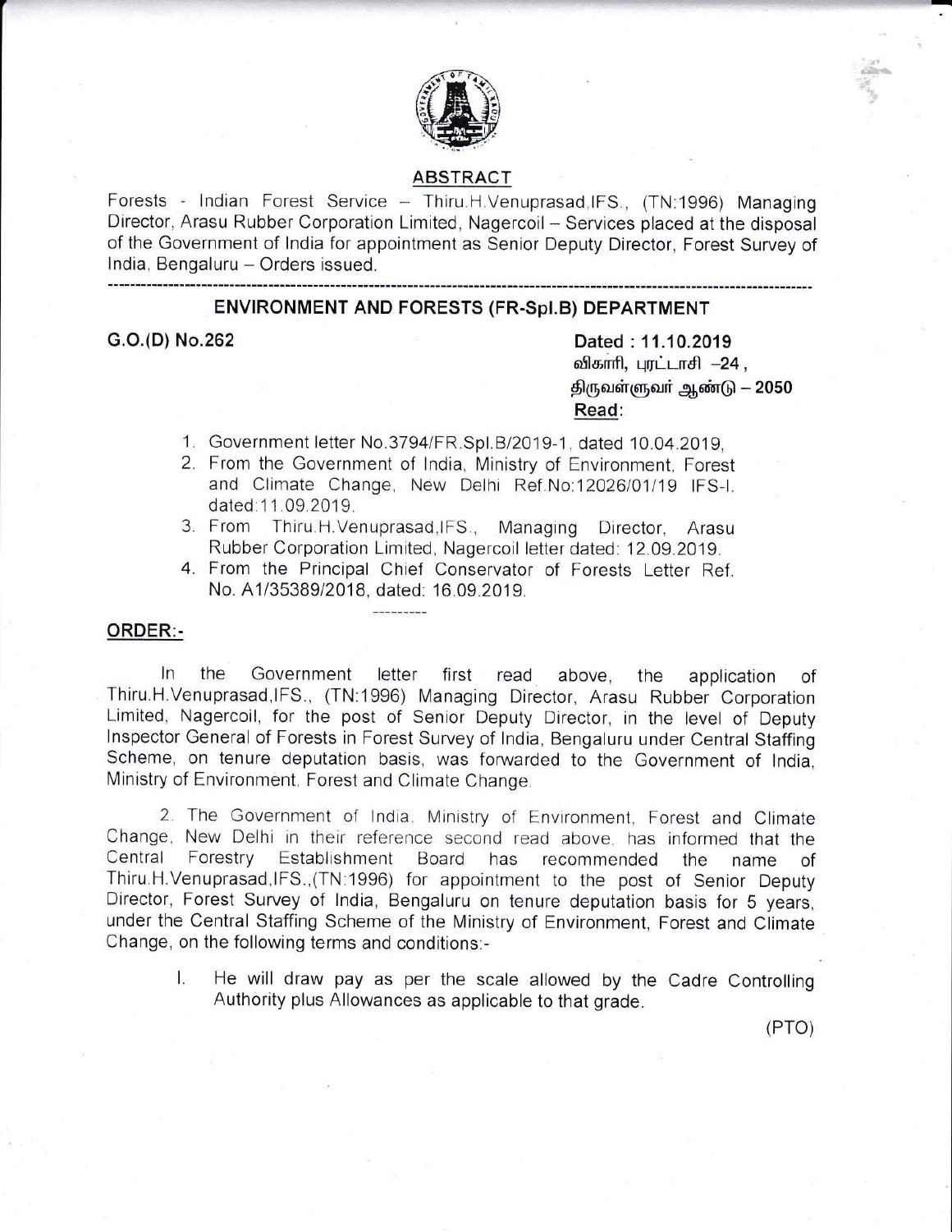## ABSTRACT

Forests - Indian Forest Service – Thiru.H.Venuprasad,IFS., (TN:1996) Managing Director, Arasu Rubber Corporation Limited, Nagercoil – Services placed at the disposal of the Government of India for appointment as Senior Deputy Director, Forest Survey of India, Bengaluru – Orders issued.

---

## ENVIRONMENT AND FORESTS (FR-Spl.B) DEPARTMENT

**G.O.(D) No.262**

**Dated : 11.10.2019**
விகாரி, புரட்டாசி –24 ,
திருவள்ளுவர் ஆண்டு – 2050

**Read:**

1. Government letter No.3794/FR.Spl.B/2019-1, dated 10.04.2019,
2. From the Government of India, Ministry of Environment, Forest and Climate Change, New Delhi Ref.No:12026/01/19 IFS-I, dated:11.09.2019.
3. From Thiru.H.Venuprasad,IFS., Managing Director, Arasu Rubber Corporation Limited, Nagercoil letter dated: 12.09.2019.
4. From the Principal Chief Conservator of Forests Letter Ref. No. A1/35389/2018, dated: 16.09.2019.

---

**ORDER:-**

In the Government letter first read above, the application of Thiru.H.Venuprasad,IFS., (TN:1996) Managing Director, Arasu Rubber Corporation Limited, Nagercoil, for the post of Senior Deputy Director, in the level of Deputy Inspector General of Forests in Forest Survey of India, Bengaluru under Central Staffing Scheme, on tenure deputation basis, was forwarded to the Government of India, Ministry of Environment, Forest and Climate Change.

2. The Government of India, Ministry of Environment, Forest and Climate Change, New Delhi in their reference second read above, has informed that the Central Forestry Establishment Board has recommended the name of Thiru.H.Venuprasad,IFS.,(TN:1996) for appointment to the post of Senior Deputy Director, Forest Survey of India, Bengaluru on tenure deputation basis for 5 years, under the Central Staffing Scheme of the Ministry of Environment, Forest and Climate Change, on the following terms and conditions:-

I. He will draw pay as per the scale allowed by the Cadre Controlling Authority plus Allowances as applicable to that grade.

(PTO)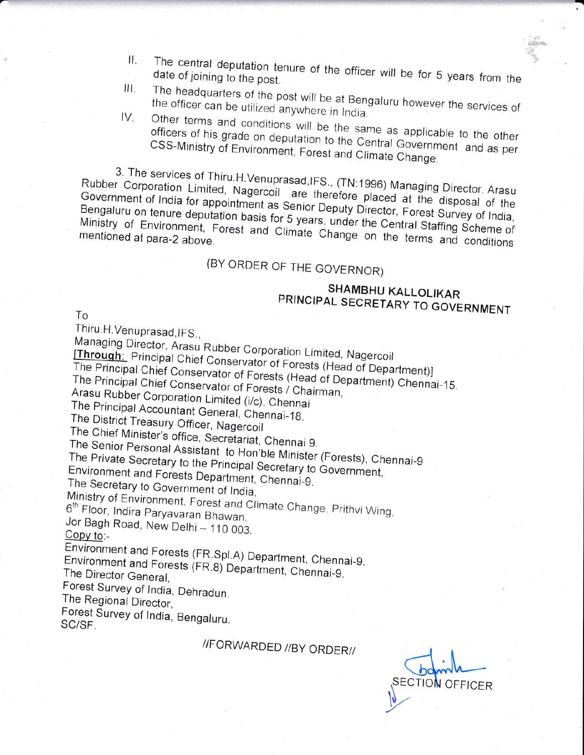II. The central deputation tenure of the officer will be for 5 years from the date of joining to the post.

III. The headquarters of the post will be at Bengaluru however the services of the officer can be utilized anywhere in India.

IV. Other terms and conditions will be the same as applicable to the other officers of his grade on deputation to the Central Government and as per CSS-Ministry of Environment, Forest and Climate Change.

3. The services of Thiru.H.Venuprasad,IFS., (TN:1996) Managing Director, Arasu Rubber Corporation Limited, Nagercoil are therefore placed at the disposal of the Government of India for appointment as Senior Deputy Director, Forest Survey of India, Bengaluru on tenure deputation basis for 5 years, under the Central Staffing Scheme of Ministry of Environment, Forest and Climate Change on the terms and conditions mentioned at para-2 above.

(BY ORDER OF THE GOVERNOR)

**SHAMBHU KALLOLIKAR**
**PRINCIPAL SECRETARY TO GOVERNMENT**

To

Thiru.H.Venuprasad,IFS.,
Managing Director, Arasu Rubber Corporation Limited, Nagercoil
**[Through:** Principal Chief Conservator of Forests (Head of Department)]
The Principal Chief Conservator of Forests (Head of Department) Chennai-15.
The Principal Chief Conservator of Forests / Chairman,
Arasu Rubber Corporation Limited (i/c), Chennai
The Principal Accountant General, Chennai-18.
The District Treasury Officer, Nagercoil
The Chief Minister's office, Secretariat, Chennai 9.
The Senior Personal Assistant to Hon'ble Minister (Forests), Chennai-9
The Private Secretary to the Principal Secretary to Government,
Environment and Forests Department, Chennai-9.
The Secretary to Government of India,
Ministry of Environment, Forest and Climate Change, Prithvi Wing,
6th Floor, Indira Paryavaran Bhawan,
Jor Bagh Road, New Delhi – 110 003.

Copy to:-

Environment and Forests (FR.Spl.A) Department, Chennai-9.
Environment and Forests (FR.8) Department, Chennai-9.
The Director General,
Forest Survey of India, Dehradun.
The Regional Director,
Forest Survey of India, Bengaluru.
SC/SF.

//FORWARDED //BY ORDER//

SECTION OFFICER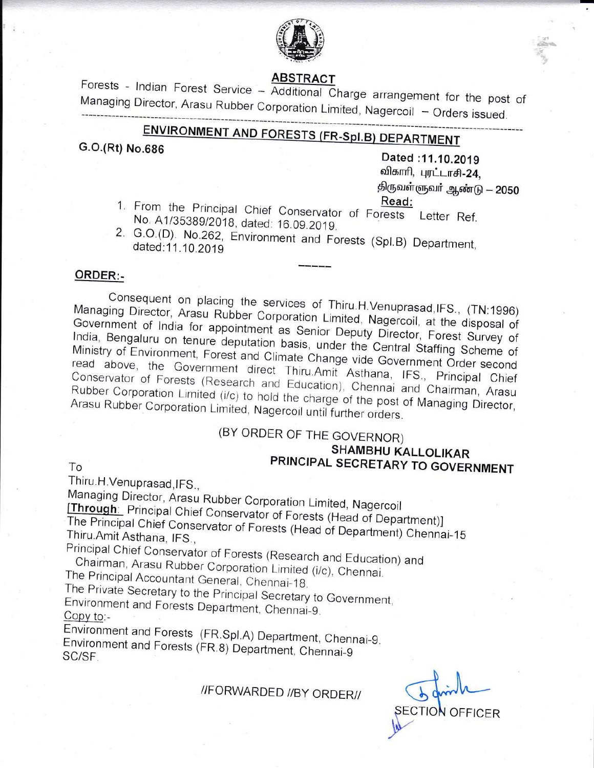## ABSTRACT

Forests - Indian Forest Service – Additional Charge arrangement for the post of Managing Director, Arasu Rubber Corporation Limited, Nagercoil – Orders issued.

## ENVIRONMENT AND FORESTS (FR-Spl.B) DEPARTMENT

**G.O.(Rt) No.686**

**Dated :11.10.2019**
**விகாரி, புரட்டாசி-24,**
**திருவள்ளுவர் ஆண்டு – 2050**

**Read:**

1. From the Principal Chief Conservator of Forests Letter Ref. No. A1/35389/2018, dated: 16.09.2019.
2. G.O.(D). No.262, Environment and Forests (Spl.B) Department, dated:11.10.2019

-----

**ORDER:-**

Consequent on placing the services of Thiru.H.Venuprasad,IFS., (TN:1996) Managing Director, Arasu Rubber Corporation Limited, Nagercoil, at the disposal of Government of India for appointment as Senior Deputy Director, Forest Survey of India, Bengaluru on tenure deputation basis, under the Central Staffing Scheme of Ministry of Environment, Forest and Climate Change vide Government Order second read above, the Government direct Thiru.Amit Asthana, IFS., Principal Chief Conservator of Forests (Research and Education), Chennai and Chairman, Arasu Rubber Corporation Limited (i/c) to hold the charge of the post of Managing Director, Arasu Rubber Corporation Limited, Nagercoil until further orders.

(BY ORDER OF THE GOVERNOR)

**SHAMBHU KALLOLIKAR**
**PRINCIPAL SECRETARY TO GOVERNMENT**

To

Thiru.H.Venuprasad,IFS.,
Managing Director, Arasu Rubber Corporation Limited, Nagercoil
[**Through**: Principal Chief Conservator of Forests (Head of Department)]
The Principal Chief Conservator of Forests (Head of Department) Chennai-15
Thiru.Amit Asthana, IFS.,
Principal Chief Conservator of Forests (Research and Education) and
Chairman, Arasu Rubber Corporation Limited (i/c), Chennai.
The Principal Accountant General, Chennai-18.
The Private Secretary to the Principal Secretary to Government, Environment and Forests Department, Chennai-9.

Copy to:-

Environment and Forests (FR.Spl.A) Department, Chennai-9.
Environment and Forests (FR.8) Department, Chennai-9
SC/SF.

//FORWARDED //BY ORDER//

SECTION OFFICER